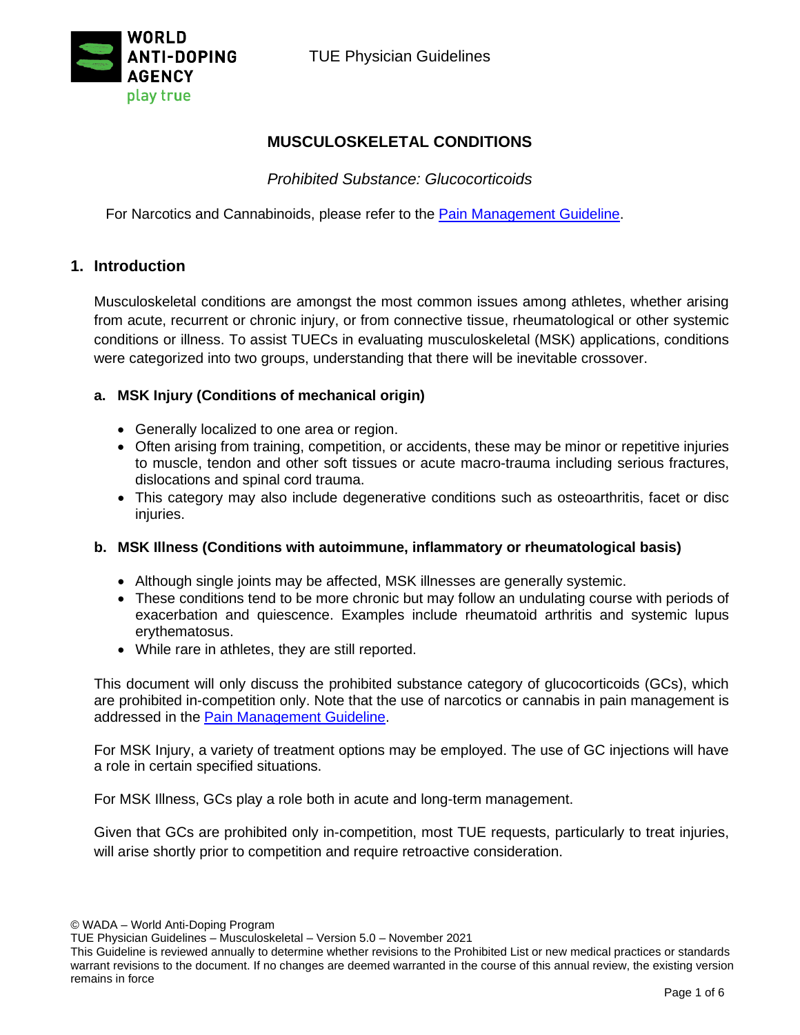# MUSCULOSKELETAL CONDITIONS

*Prohibited Substance: Glucocorticoids*

For Narcotics and Cannabinoids, please refer to the [Pain Management Guideline].

## 1. Introduction

Musculoskeletal conditions are amongst the most common issues among athletes, whether arising from acute, recurrent or chronic injury, or from connective tissue, rheumatological or other systemic conditions or illness. To assist TUECs in evaluating musculoskeletal (MSK) applications, conditions were categorized into two groups, understanding that there will be inevitable crossover.

### a. MSK Injury (Conditions of mechanical origin)

- Generally localized to one area or region.
- Often arising from training, competition, or accidents, these may be minor or repetitive injuries to muscle, tendon and other soft tissues or acute macro-trauma including serious fractures, dislocations and spinal cord trauma.
- This category may also include degenerative conditions such as osteoarthritis, facet or disc injuries.

### b. MSK Illness (Conditions with autoimmune, inflammatory or rheumatological basis)

- Although single joints may be affected, MSK illnesses are generally systemic.
- These conditions tend to be more chronic but may follow an undulating course with periods of exacerbation and quiescence. Examples include rheumatoid arthritis and systemic lupus erythematosus.
- While rare in athletes, they are still reported.

This document will only discuss the prohibited substance category of glucocorticoids (GCs), which are prohibited in-competition only. Note that the use of narcotics or cannabis in pain management is addressed in the [Pain Management Guideline].

For MSK Injury, a variety of treatment options may be employed. The use of GC injections will have a role in certain specified situations.

For MSK Illness, GCs play a role both in acute and long-term management.

Given that GCs are prohibited only in-competition, most TUE requests, particularly to treat injuries, will arise shortly prior to competition and require retroactive consideration.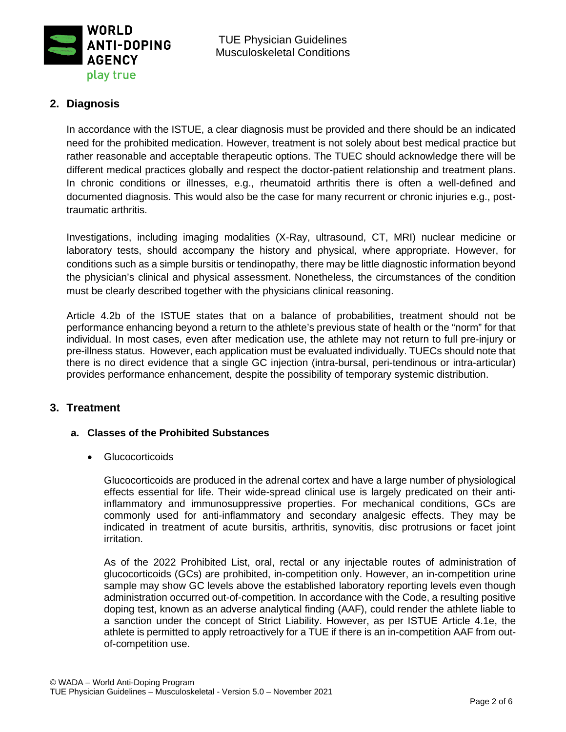## 2. Diagnosis

In accordance with the ISTUE, a clear diagnosis must be provided and there should be an indicated need for the prohibited medication. However, treatment is not solely about best medical practice but rather reasonable and acceptable therapeutic options. The TUEC should acknowledge there will be different medical practices globally and respect the doctor-patient relationship and treatment plans. In chronic conditions or illnesses, e.g., rheumatoid arthritis there is often a well-defined and documented diagnosis. This would also be the case for many recurrent or chronic injuries e.g., post-traumatic arthritis.

Investigations, including imaging modalities (X-Ray, ultrasound, CT, MRI) nuclear medicine or laboratory tests, should accompany the history and physical, where appropriate. However, for conditions such as a simple bursitis or tendinopathy, there may be little diagnostic information beyond the physician's clinical and physical assessment. Nonetheless, the circumstances of the condition must be clearly described together with the physicians clinical reasoning.

Article 4.2b of the ISTUE states that on a balance of probabilities, treatment should not be performance enhancing beyond a return to the athlete's previous state of health or the "norm" for that individual. In most cases, even after medication use, the athlete may not return to full pre-injury or pre-illness status. However, each application must be evaluated individually. TUECs should note that there is no direct evidence that a single GC injection (intra-bursal, peri-tendinous or intra-articular) provides performance enhancement, despite the possibility of temporary systemic distribution.

## 3. Treatment

### a. Classes of the Prohibited Substances

- Glucocorticoids

  Glucocorticoids are produced in the adrenal cortex and have a large number of physiological effects essential for life. Their wide-spread clinical use is largely predicated on their anti-inflammatory and immunosuppressive properties. For mechanical conditions, GCs are commonly used for anti-inflammatory and secondary analgesic effects. They may be indicated in treatment of acute bursitis, arthritis, synovitis, disc protrusions or facet joint irritation.

  As of the 2022 Prohibited List, oral, rectal or any injectable routes of administration of glucocorticoids (GCs) are prohibited, in-competition only. However, an in-competition urine sample may show GC levels above the established laboratory reporting levels even though administration occurred out-of-competition. In accordance with the Code, a resulting positive doping test, known as an adverse analytical finding (AAF), could render the athlete liable to a sanction under the concept of Strict Liability. However, as per ISTUE Article 4.1e, the athlete is permitted to apply retroactively for a TUE if there is an in-competition AAF from out-of-competition use.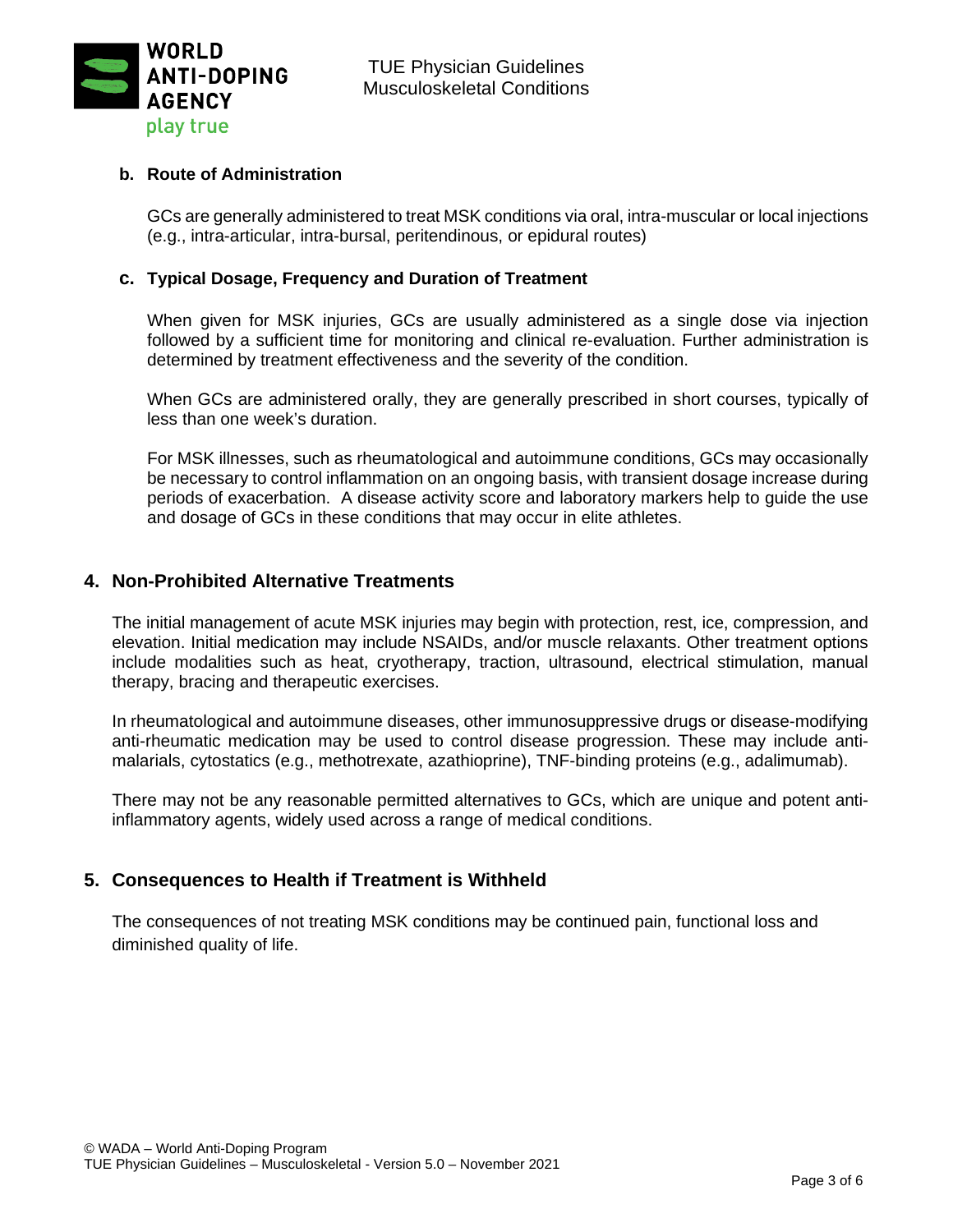### b. Route of Administration

GCs are generally administered to treat MSK conditions via oral, intra-muscular or local injections (e.g., intra-articular, intra-bursal, peritendinous, or epidural routes)

### c. Typical Dosage, Frequency and Duration of Treatment

When given for MSK injuries, GCs are usually administered as a single dose via injection followed by a sufficient time for monitoring and clinical re-evaluation. Further administration is determined by treatment effectiveness and the severity of the condition.

When GCs are administered orally, they are generally prescribed in short courses, typically of less than one week's duration.

For MSK illnesses, such as rheumatological and autoimmune conditions, GCs may occasionally be necessary to control inflammation on an ongoing basis, with transient dosage increase during periods of exacerbation. A disease activity score and laboratory markers help to guide the use and dosage of GCs in these conditions that may occur in elite athletes.

## 4. Non-Prohibited Alternative Treatments

The initial management of acute MSK injuries may begin with protection, rest, ice, compression, and elevation. Initial medication may include NSAIDs, and/or muscle relaxants. Other treatment options include modalities such as heat, cryotherapy, traction, ultrasound, electrical stimulation, manual therapy, bracing and therapeutic exercises.

In rheumatological and autoimmune diseases, other immunosuppressive drugs or disease-modifying anti-rheumatic medication may be used to control disease progression. These may include anti-malarials, cytostatics (e.g., methotrexate, azathioprine), TNF-binding proteins (e.g., adalimumab).

There may not be any reasonable permitted alternatives to GCs, which are unique and potent anti-inflammatory agents, widely used across a range of medical conditions.

## 5. Consequences to Health if Treatment is Withheld

The consequences of not treating MSK conditions may be continued pain, functional loss and diminished quality of life.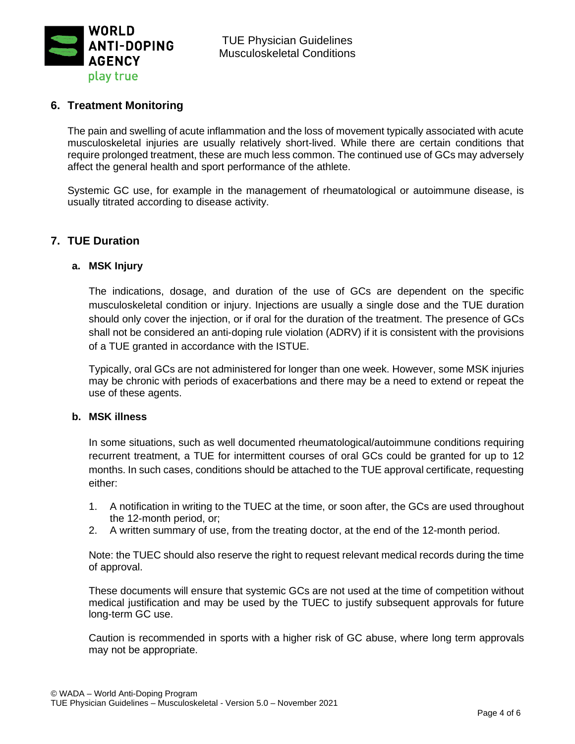## 6. Treatment Monitoring

The pain and swelling of acute inflammation and the loss of movement typically associated with acute musculoskeletal injuries are usually relatively short-lived. While there are certain conditions that require prolonged treatment, these are much less common. The continued use of GCs may adversely affect the general health and sport performance of the athlete.

Systemic GC use, for example in the management of rheumatological or autoimmune disease, is usually titrated according to disease activity.

## 7. TUE Duration

### a. MSK Injury

The indications, dosage, and duration of the use of GCs are dependent on the specific musculoskeletal condition or injury. Injections are usually a single dose and the TUE duration should only cover the injection, or if oral for the duration of the treatment. The presence of GCs shall not be considered an anti-doping rule violation (ADRV) if it is consistent with the provisions of a TUE granted in accordance with the ISTUE.

Typically, oral GCs are not administered for longer than one week. However, some MSK injuries may be chronic with periods of exacerbations and there may be a need to extend or repeat the use of these agents.

### b. MSK illness

In some situations, such as well documented rheumatological/autoimmune conditions requiring recurrent treatment, a TUE for intermittent courses of oral GCs could be granted for up to 12 months. In such cases, conditions should be attached to the TUE approval certificate, requesting either:

1. A notification in writing to the TUEC at the time, or soon after, the GCs are used throughout the 12-month period, or;
2. A written summary of use, from the treating doctor, at the end of the 12-month period.

Note: the TUEC should also reserve the right to request relevant medical records during the time of approval.

These documents will ensure that systemic GCs are not used at the time of competition without medical justification and may be used by the TUEC to justify subsequent approvals for future long-term GC use.

Caution is recommended in sports with a higher risk of GC abuse, where long term approvals may not be appropriate.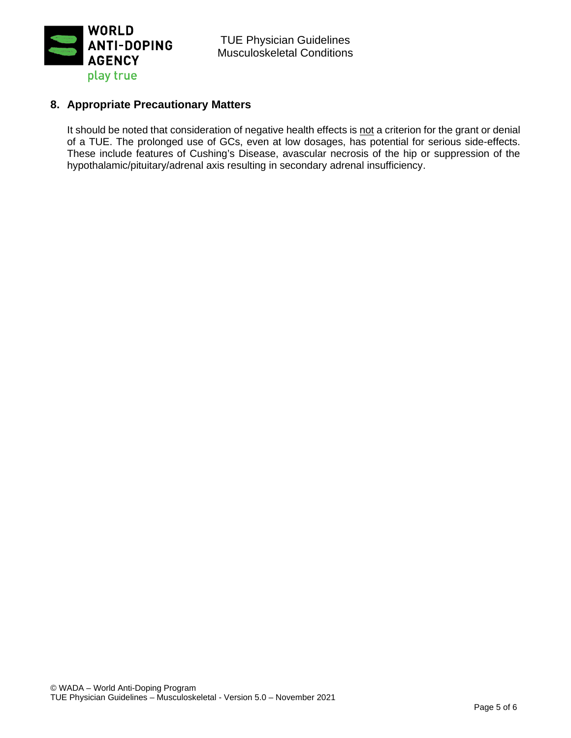## 8. Appropriate Precautionary Matters

It should be noted that consideration of negative health effects is <u>not</u> a criterion for the grant or denial of a TUE. The prolonged use of GCs, even at low dosages, has potential for serious side-effects. These include features of Cushing's Disease, avascular necrosis of the hip or suppression of the hypothalamic/pituitary/adrenal axis resulting in secondary adrenal insufficiency.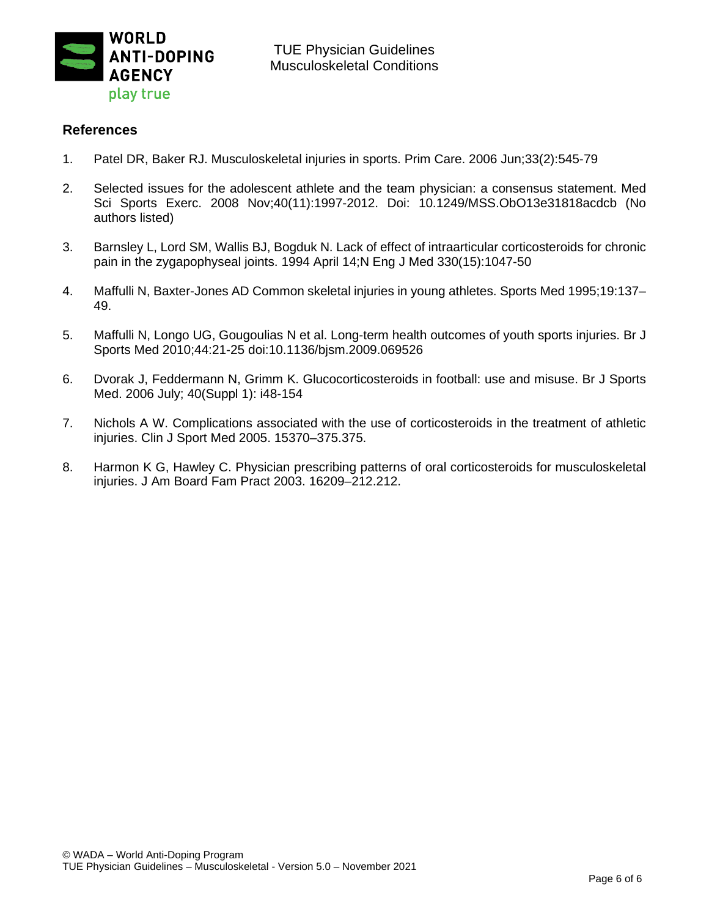## References

1. Patel DR, Baker RJ. Musculoskeletal injuries in sports. Prim Care. 2006 Jun;33(2):545-79

2. Selected issues for the adolescent athlete and the team physician: a consensus statement. Med Sci Sports Exerc. 2008 Nov;40(11):1997-2012. Doi: 10.1249/MSS.ObO13e31818acdcb (No authors listed)

3. Barnsley L, Lord SM, Wallis BJ, Bogduk N. Lack of effect of intraarticular corticosteroids for chronic pain in the zygapophyseal joints. 1994 April 14;N Eng J Med 330(15):1047-50

4. Maffulli N, Baxter-Jones AD Common skeletal injuries in young athletes. Sports Med 1995;19:137–49.

5. Maffulli N, Longo UG, Gougoulias N et al. Long-term health outcomes of youth sports injuries. Br J Sports Med 2010;44:21-25 doi:10.1136/bjsm.2009.069526

6. Dvorak J, Feddermann N, Grimm K. Glucocorticosteroids in football: use and misuse. Br J Sports Med. 2006 July; 40(Suppl 1): i48-154

7. Nichols A W. Complications associated with the use of corticosteroids in the treatment of athletic injuries. Clin J Sport Med 2005. 15370–375.375.

8. Harmon K G, Hawley C. Physician prescribing patterns of oral corticosteroids for musculoskeletal injuries. J Am Board Fam Pract 2003. 16209–212.212.